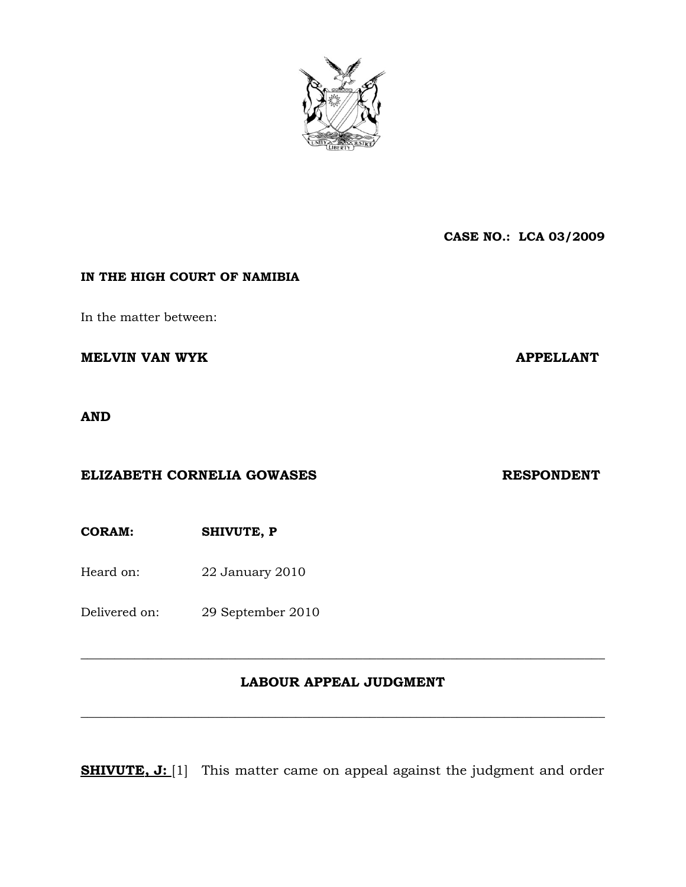**CASE NO.: LCA 03/2009**

**IN THE HIGH COURT OF NAMIBIA**

In the matter between:

**MELVIN VAN WYK** **APPELLANT**

**AND**

**ELIZABETH CORNELIA GOWASES** **RESPONDENT**

**CORAM:** **SHIVUTE, P**

Heard on: 22 January 2010

Delivered on: 29 September 2010

---

**LABOUR APPEAL JUDGMENT**

---

**SHIVUTE, J:** [1] This matter came on appeal against the judgment and order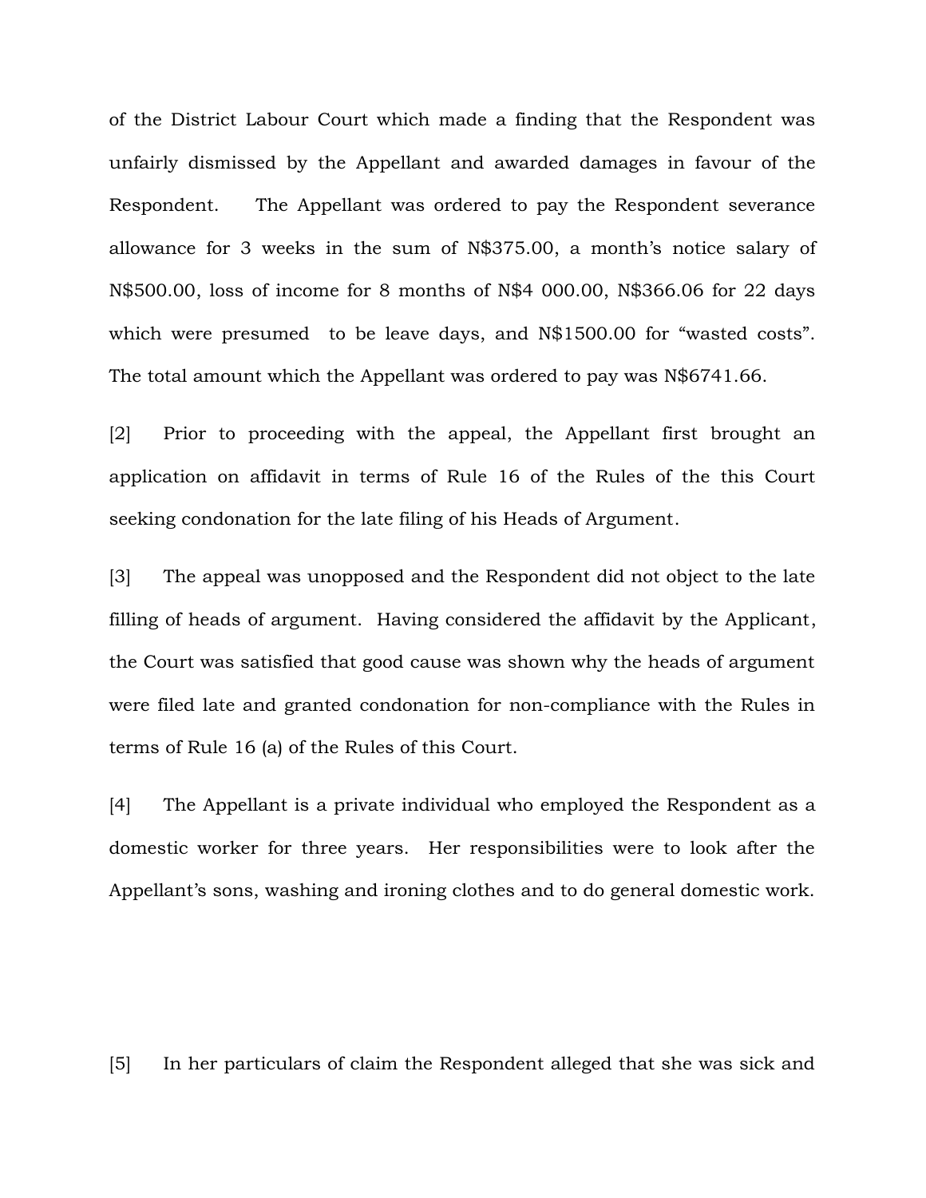of the District Labour Court which made a finding that the Respondent was unfairly dismissed by the Appellant and awarded damages in favour of the Respondent. The Appellant was ordered to pay the Respondent severance allowance for 3 weeks in the sum of N$375.00, a month's notice salary of N$500.00, loss of income for 8 months of N$4 000.00, N$366.06 for 22 days which were presumed to be leave days, and N$1500.00 for "wasted costs". The total amount which the Appellant was ordered to pay was N$6741.66.

[2] Prior to proceeding with the appeal, the Appellant first brought an application on affidavit in terms of Rule 16 of the Rules of the this Court seeking condonation for the late filing of his Heads of Argument.

[3] The appeal was unopposed and the Respondent did not object to the late filling of heads of argument. Having considered the affidavit by the Applicant, the Court was satisfied that good cause was shown why the heads of argument were filed late and granted condonation for non-compliance with the Rules in terms of Rule 16 (a) of the Rules of this Court.

[4] The Appellant is a private individual who employed the Respondent as a domestic worker for three years. Her responsibilities were to look after the Appellant's sons, washing and ironing clothes and to do general domestic work.

[5] In her particulars of claim the Respondent alleged that she was sick and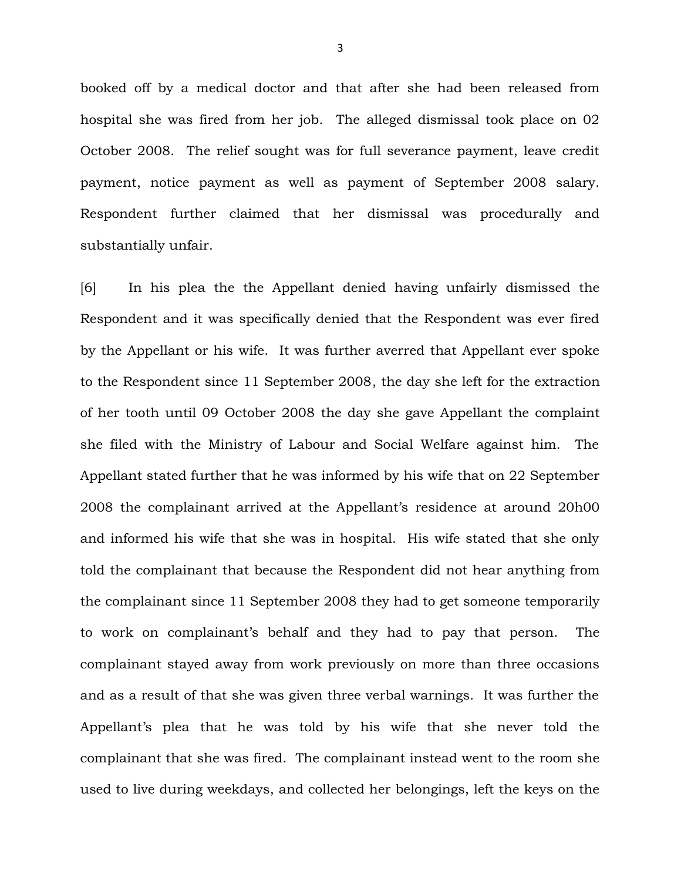booked off by a medical doctor and that after she had been released from hospital she was fired from her job. The alleged dismissal took place on 02 October 2008. The relief sought was for full severance payment, leave credit payment, notice payment as well as payment of September 2008 salary. Respondent further claimed that her dismissal was procedurally and substantially unfair.

[6] In his plea the the Appellant denied having unfairly dismissed the Respondent and it was specifically denied that the Respondent was ever fired by the Appellant or his wife. It was further averred that Appellant ever spoke to the Respondent since 11 September 2008, the day she left for the extraction of her tooth until 09 October 2008 the day she gave Appellant the complaint she filed with the Ministry of Labour and Social Welfare against him. The Appellant stated further that he was informed by his wife that on 22 September 2008 the complainant arrived at the Appellant's residence at around 20h00 and informed his wife that she was in hospital. His wife stated that she only told the complainant that because the Respondent did not hear anything from the complainant since 11 September 2008 they had to get someone temporarily to work on complainant's behalf and they had to pay that person. The complainant stayed away from work previously on more than three occasions and as a result of that she was given three verbal warnings. It was further the Appellant's plea that he was told by his wife that she never told the complainant that she was fired. The complainant instead went to the room she used to live during weekdays, and collected her belongings, left the keys on the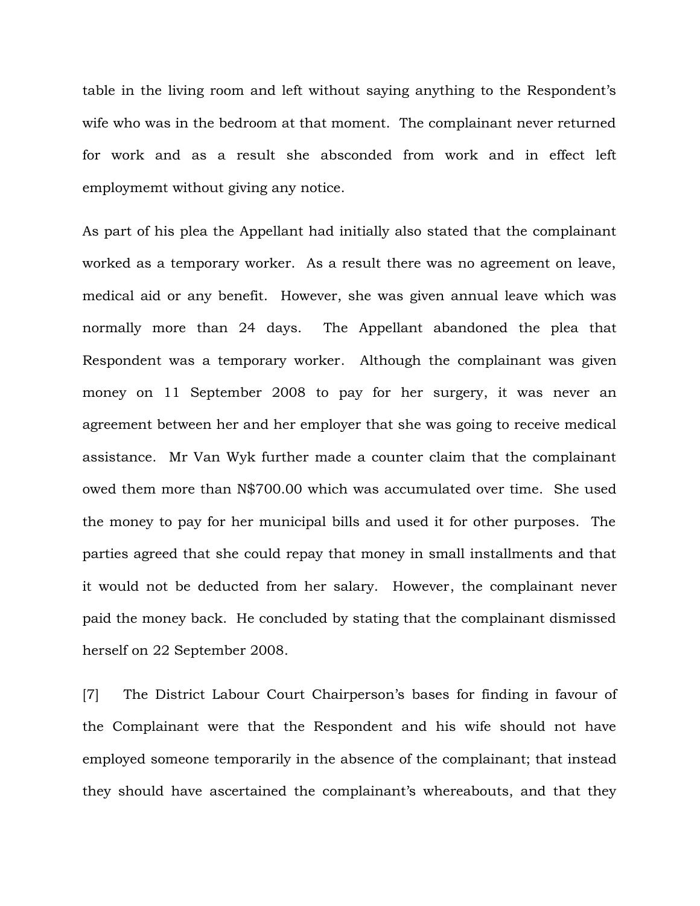table in the living room and left without saying anything to the Respondent's wife who was in the bedroom at that moment. The complainant never returned for work and as a result she absconded from work and in effect left employmemt without giving any notice.

As part of his plea the Appellant had initially also stated that the complainant worked as a temporary worker. As a result there was no agreement on leave, medical aid or any benefit. However, she was given annual leave which was normally more than 24 days. The Appellant abandoned the plea that Respondent was a temporary worker. Although the complainant was given money on 11 September 2008 to pay for her surgery, it was never an agreement between her and her employer that she was going to receive medical assistance. Mr Van Wyk further made a counter claim that the complainant owed them more than N$700.00 which was accumulated over time. She used the money to pay for her municipal bills and used it for other purposes. The parties agreed that she could repay that money in small installments and that it would not be deducted from her salary. However, the complainant never paid the money back. He concluded by stating that the complainant dismissed herself on 22 September 2008.

[7] The District Labour Court Chairperson's bases for finding in favour of the Complainant were that the Respondent and his wife should not have employed someone temporarily in the absence of the complainant; that instead they should have ascertained the complainant's whereabouts, and that they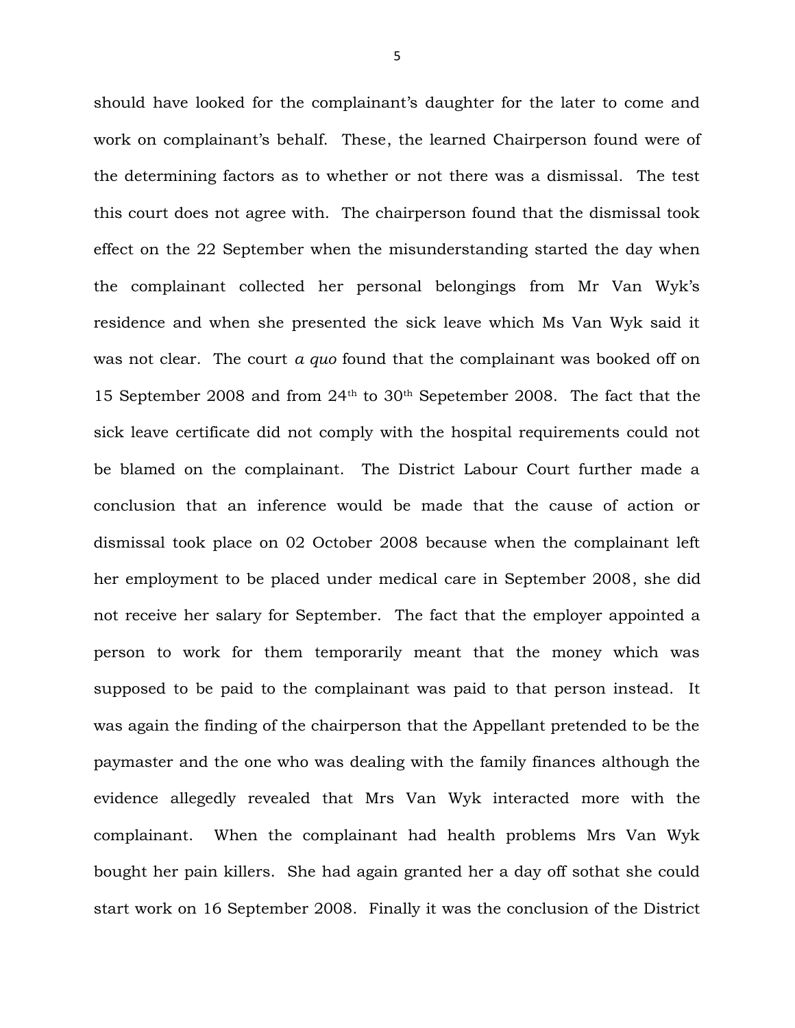should have looked for the complainant's daughter for the later to come and work on complainant's behalf. These, the learned Chairperson found were of the determining factors as to whether or not there was a dismissal. The test this court does not agree with. The chairperson found that the dismissal took effect on the 22 September when the misunderstanding started the day when the complainant collected her personal belongings from Mr Van Wyk's residence and when she presented the sick leave which Ms Van Wyk said it was not clear. The court *a quo* found that the complainant was booked off on 15 September 2008 and from 24th to 30th Sepetember 2008. The fact that the sick leave certificate did not comply with the hospital requirements could not be blamed on the complainant. The District Labour Court further made a conclusion that an inference would be made that the cause of action or dismissal took place on 02 October 2008 because when the complainant left her employment to be placed under medical care in September 2008, she did not receive her salary for September. The fact that the employer appointed a person to work for them temporarily meant that the money which was supposed to be paid to the complainant was paid to that person instead. It was again the finding of the chairperson that the Appellant pretended to be the paymaster and the one who was dealing with the family finances although the evidence allegedly revealed that Mrs Van Wyk interacted more with the complainant. When the complainant had health problems Mrs Van Wyk bought her pain killers. She had again granted her a day off sothat she could start work on 16 September 2008. Finally it was the conclusion of the District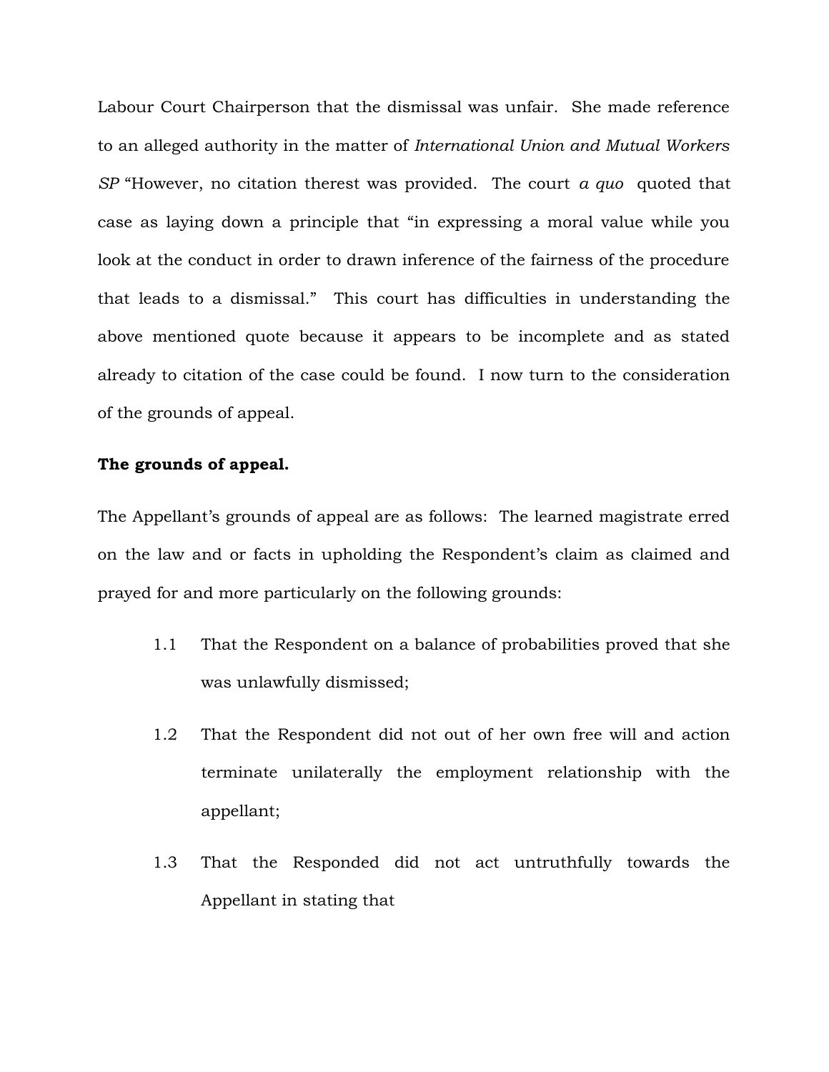Labour Court Chairperson that the dismissal was unfair. She made reference to an alleged authority in the matter of *International Union and Mutual Workers SP* "However, no citation therest was provided. The court *a quo* quoted that case as laying down a principle that "in expressing a moral value while you look at the conduct in order to drawn inference of the fairness of the procedure that leads to a dismissal." This court has difficulties in understanding the above mentioned quote because it appears to be incomplete and as stated already to citation of the case could be found. I now turn to the consideration of the grounds of appeal.

**The grounds of appeal.**

The Appellant's grounds of appeal are as follows: The learned magistrate erred on the law and or facts in upholding the Respondent's claim as claimed and prayed for and more particularly on the following grounds:

1.1 That the Respondent on a balance of probabilities proved that she was unlawfully dismissed;

1.2 That the Respondent did not out of her own free will and action terminate unilaterally the employment relationship with the appellant;

1.3 That the Responded did not act untruthfully towards the Appellant in stating that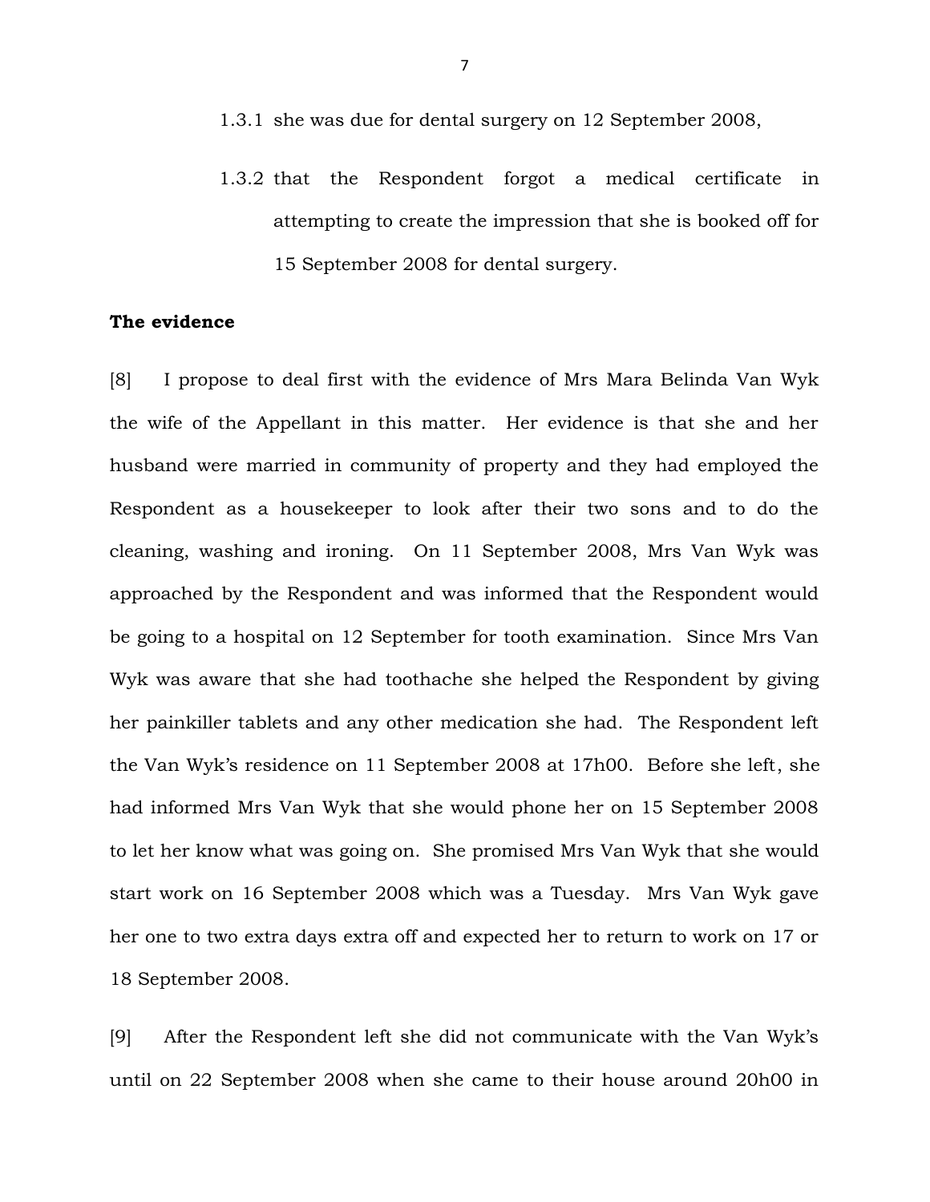1.3.1 she was due for dental surgery on 12 September 2008,

1.3.2 that the Respondent forgot a medical certificate in attempting to create the impression that she is booked off for 15 September 2008 for dental surgery.

**The evidence**

[8] I propose to deal first with the evidence of Mrs Mara Belinda Van Wyk the wife of the Appellant in this matter. Her evidence is that she and her husband were married in community of property and they had employed the Respondent as a housekeeper to look after their two sons and to do the cleaning, washing and ironing. On 11 September 2008, Mrs Van Wyk was approached by the Respondent and was informed that the Respondent would be going to a hospital on 12 September for tooth examination. Since Mrs Van Wyk was aware that she had toothache she helped the Respondent by giving her painkiller tablets and any other medication she had. The Respondent left the Van Wyk's residence on 11 September 2008 at 17h00. Before she left, she had informed Mrs Van Wyk that she would phone her on 15 September 2008 to let her know what was going on. She promised Mrs Van Wyk that she would start work on 16 September 2008 which was a Tuesday. Mrs Van Wyk gave her one to two extra days extra off and expected her to return to work on 17 or 18 September 2008.

[9] After the Respondent left she did not communicate with the Van Wyk's until on 22 September 2008 when she came to their house around 20h00 in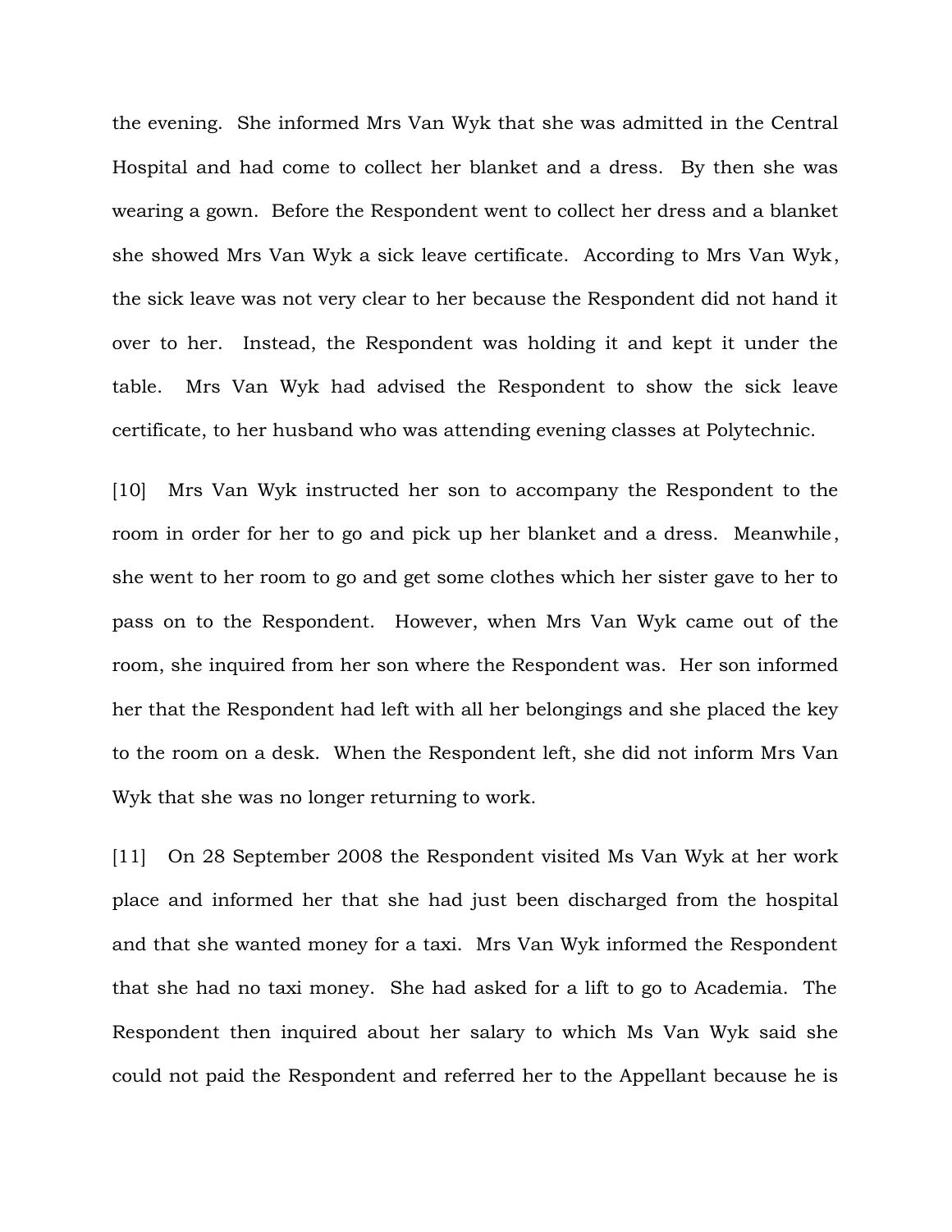the evening. She informed Mrs Van Wyk that she was admitted in the Central Hospital and had come to collect her blanket and a dress. By then she was wearing a gown. Before the Respondent went to collect her dress and a blanket she showed Mrs Van Wyk a sick leave certificate. According to Mrs Van Wyk, the sick leave was not very clear to her because the Respondent did not hand it over to her. Instead, the Respondent was holding it and kept it under the table. Mrs Van Wyk had advised the Respondent to show the sick leave certificate, to her husband who was attending evening classes at Polytechnic.

[10] Mrs Van Wyk instructed her son to accompany the Respondent to the room in order for her to go and pick up her blanket and a dress. Meanwhile, she went to her room to go and get some clothes which her sister gave to her to pass on to the Respondent. However, when Mrs Van Wyk came out of the room, she inquired from her son where the Respondent was. Her son informed her that the Respondent had left with all her belongings and she placed the key to the room on a desk. When the Respondent left, she did not inform Mrs Van Wyk that she was no longer returning to work.

[11] On 28 September 2008 the Respondent visited Ms Van Wyk at her work place and informed her that she had just been discharged from the hospital and that she wanted money for a taxi. Mrs Van Wyk informed the Respondent that she had no taxi money. She had asked for a lift to go to Academia. The Respondent then inquired about her salary to which Ms Van Wyk said she could not paid the Respondent and referred her to the Appellant because he is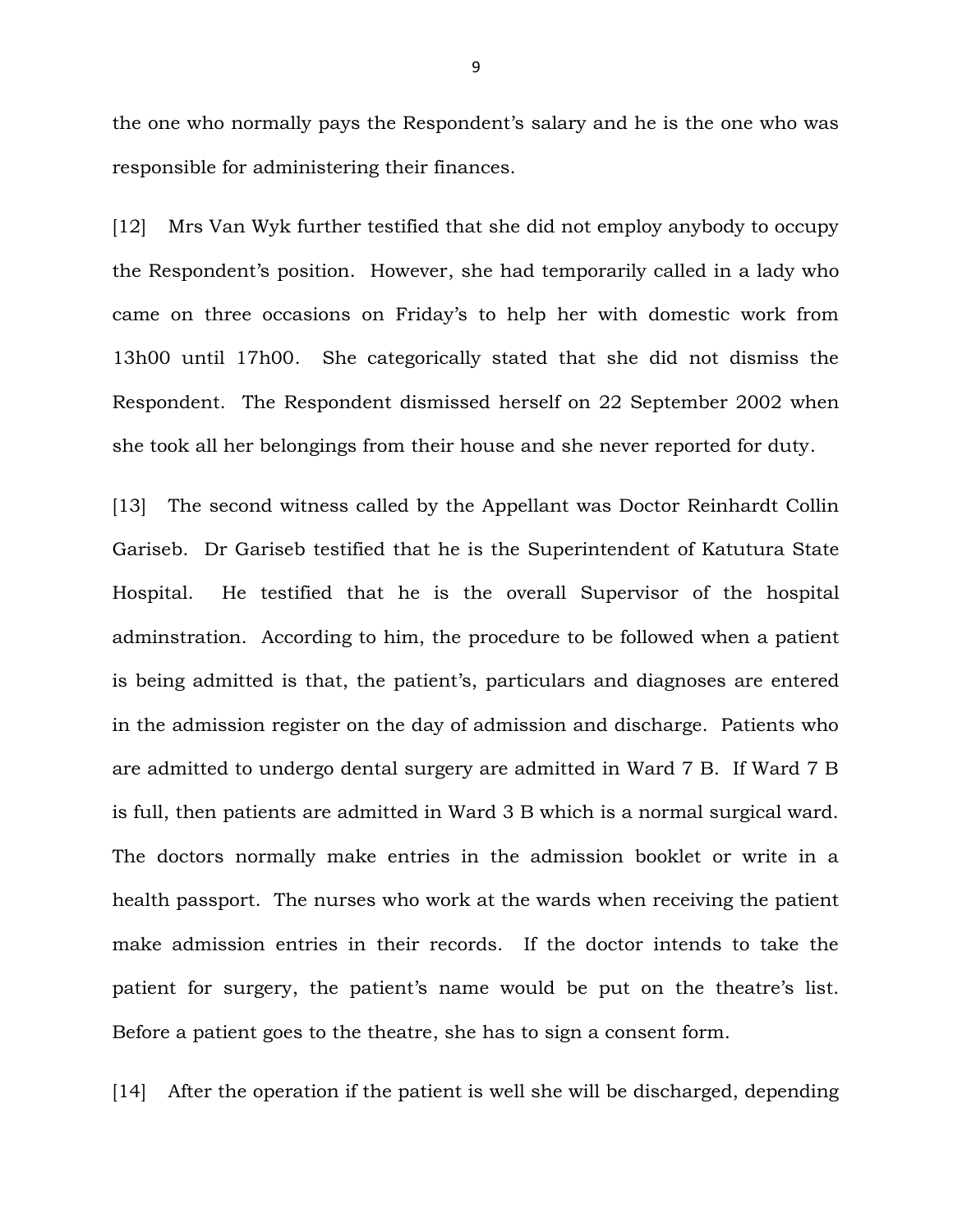the one who normally pays the Respondent's salary and he is the one who was responsible for administering their finances.

[12] Mrs Van Wyk further testified that she did not employ anybody to occupy the Respondent's position. However, she had temporarily called in a lady who came on three occasions on Friday's to help her with domestic work from 13h00 until 17h00. She categorically stated that she did not dismiss the Respondent. The Respondent dismissed herself on 22 September 2002 when she took all her belongings from their house and she never reported for duty.

[13] The second witness called by the Appellant was Doctor Reinhardt Collin Gariseb. Dr Gariseb testified that he is the Superintendent of Katutura State Hospital. He testified that he is the overall Supervisor of the hospital adminstration. According to him, the procedure to be followed when a patient is being admitted is that, the patient's, particulars and diagnoses are entered in the admission register on the day of admission and discharge. Patients who are admitted to undergo dental surgery are admitted in Ward 7 B. If Ward 7 B is full, then patients are admitted in Ward 3 B which is a normal surgical ward. The doctors normally make entries in the admission booklet or write in a health passport. The nurses who work at the wards when receiving the patient make admission entries in their records. If the doctor intends to take the patient for surgery, the patient's name would be put on the theatre's list. Before a patient goes to the theatre, she has to sign a consent form.

[14] After the operation if the patient is well she will be discharged, depending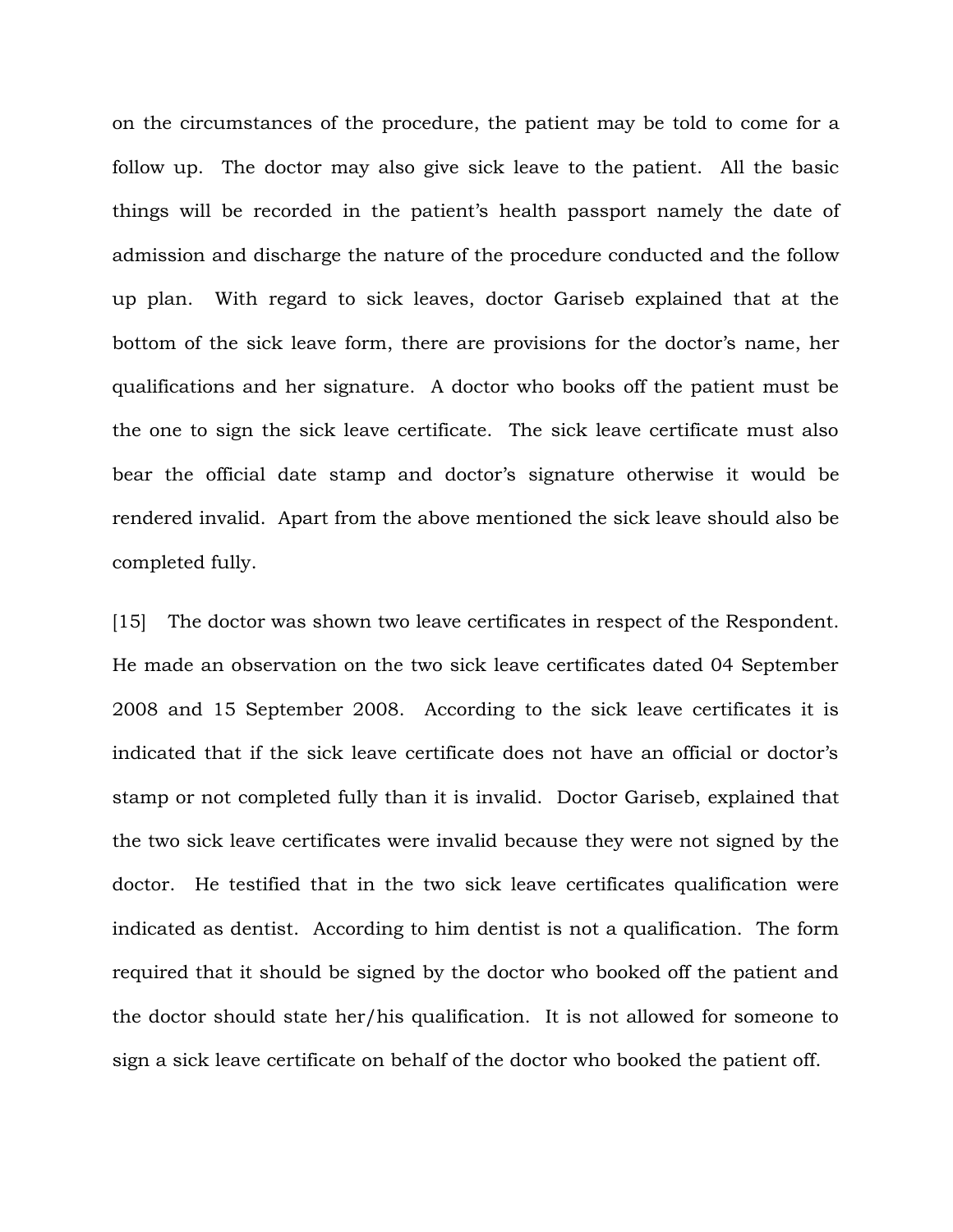on the circumstances of the procedure, the patient may be told to come for a follow up. The doctor may also give sick leave to the patient. All the basic things will be recorded in the patient's health passport namely the date of admission and discharge the nature of the procedure conducted and the follow up plan. With regard to sick leaves, doctor Gariseb explained that at the bottom of the sick leave form, there are provisions for the doctor's name, her qualifications and her signature. A doctor who books off the patient must be the one to sign the sick leave certificate. The sick leave certificate must also bear the official date stamp and doctor's signature otherwise it would be rendered invalid. Apart from the above mentioned the sick leave should also be completed fully.

[15] The doctor was shown two leave certificates in respect of the Respondent. He made an observation on the two sick leave certificates dated 04 September 2008 and 15 September 2008. According to the sick leave certificates it is indicated that if the sick leave certificate does not have an official or doctor's stamp or not completed fully than it is invalid. Doctor Gariseb, explained that the two sick leave certificates were invalid because they were not signed by the doctor. He testified that in the two sick leave certificates qualification were indicated as dentist. According to him dentist is not a qualification. The form required that it should be signed by the doctor who booked off the patient and the doctor should state her/his qualification. It is not allowed for someone to sign a sick leave certificate on behalf of the doctor who booked the patient off.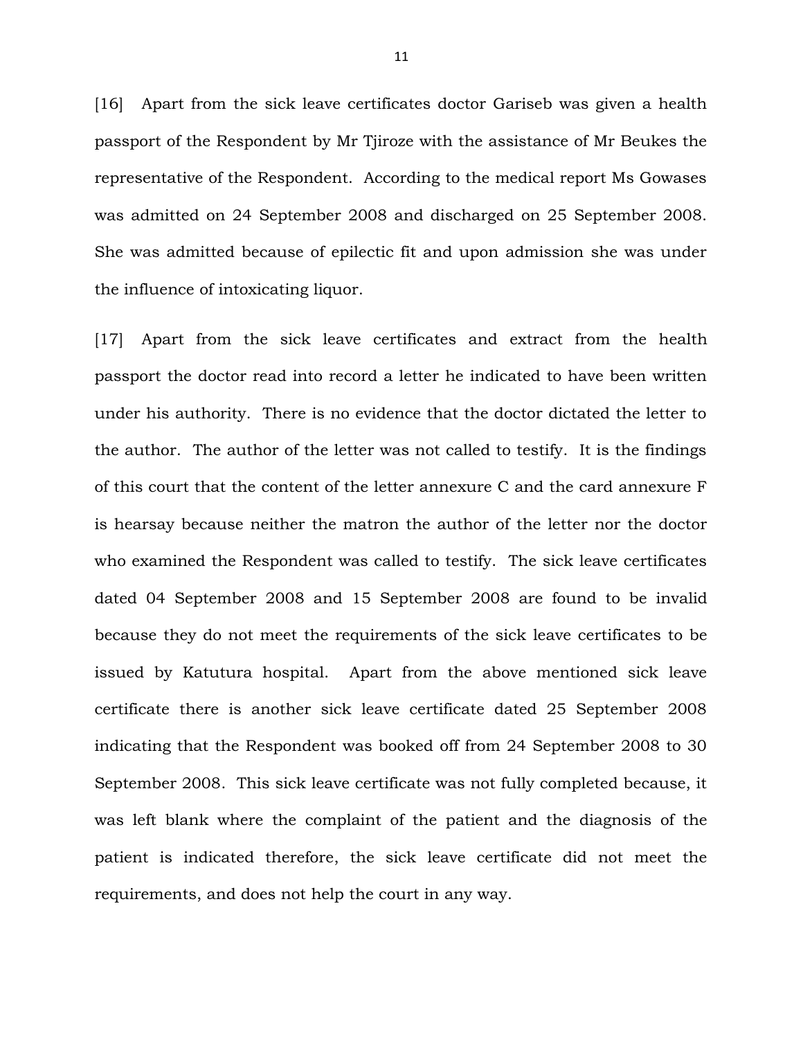[16] Apart from the sick leave certificates doctor Gariseb was given a health passport of the Respondent by Mr Tjiroze with the assistance of Mr Beukes the representative of the Respondent. According to the medical report Ms Gowases was admitted on 24 September 2008 and discharged on 25 September 2008. She was admitted because of epilectic fit and upon admission she was under the influence of intoxicating liquor.

[17] Apart from the sick leave certificates and extract from the health passport the doctor read into record a letter he indicated to have been written under his authority. There is no evidence that the doctor dictated the letter to the author. The author of the letter was not called to testify. It is the findings of this court that the content of the letter annexure C and the card annexure F is hearsay because neither the matron the author of the letter nor the doctor who examined the Respondent was called to testify. The sick leave certificates dated 04 September 2008 and 15 September 2008 are found to be invalid because they do not meet the requirements of the sick leave certificates to be issued by Katutura hospital. Apart from the above mentioned sick leave certificate there is another sick leave certificate dated 25 September 2008 indicating that the Respondent was booked off from 24 September 2008 to 30 September 2008. This sick leave certificate was not fully completed because, it was left blank where the complaint of the patient and the diagnosis of the patient is indicated therefore, the sick leave certificate did not meet the requirements, and does not help the court in any way.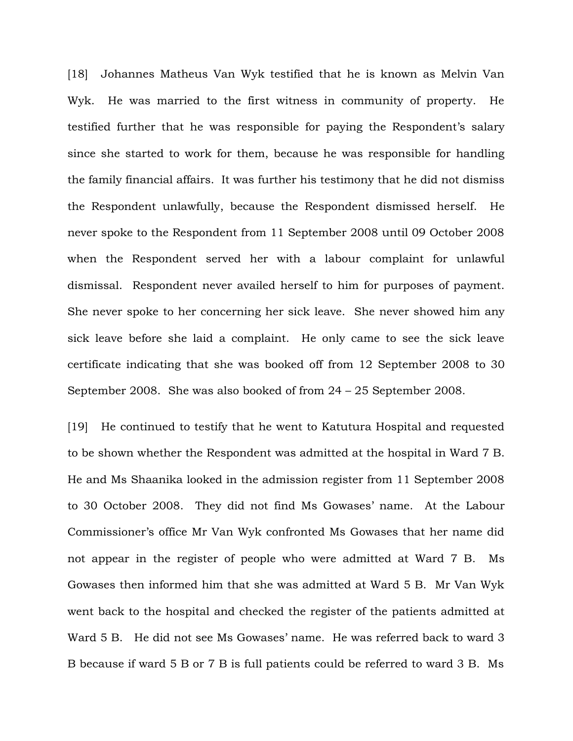[18] Johannes Matheus Van Wyk testified that he is known as Melvin Van Wyk. He was married to the first witness in community of property. He testified further that he was responsible for paying the Respondent's salary since she started to work for them, because he was responsible for handling the family financial affairs. It was further his testimony that he did not dismiss the Respondent unlawfully, because the Respondent dismissed herself. He never spoke to the Respondent from 11 September 2008 until 09 October 2008 when the Respondent served her with a labour complaint for unlawful dismissal. Respondent never availed herself to him for purposes of payment. She never spoke to her concerning her sick leave. She never showed him any sick leave before she laid a complaint. He only came to see the sick leave certificate indicating that she was booked off from 12 September 2008 to 30 September 2008. She was also booked of from 24 – 25 September 2008.

[19] He continued to testify that he went to Katutura Hospital and requested to be shown whether the Respondent was admitted at the hospital in Ward 7 B. He and Ms Shaanika looked in the admission register from 11 September 2008 to 30 October 2008. They did not find Ms Gowases' name. At the Labour Commissioner's office Mr Van Wyk confronted Ms Gowases that her name did not appear in the register of people who were admitted at Ward 7 B. Ms Gowases then informed him that she was admitted at Ward 5 B. Mr Van Wyk went back to the hospital and checked the register of the patients admitted at Ward 5 B. He did not see Ms Gowases' name. He was referred back to ward 3 B because if ward 5 B or 7 B is full patients could be referred to ward 3 B. Ms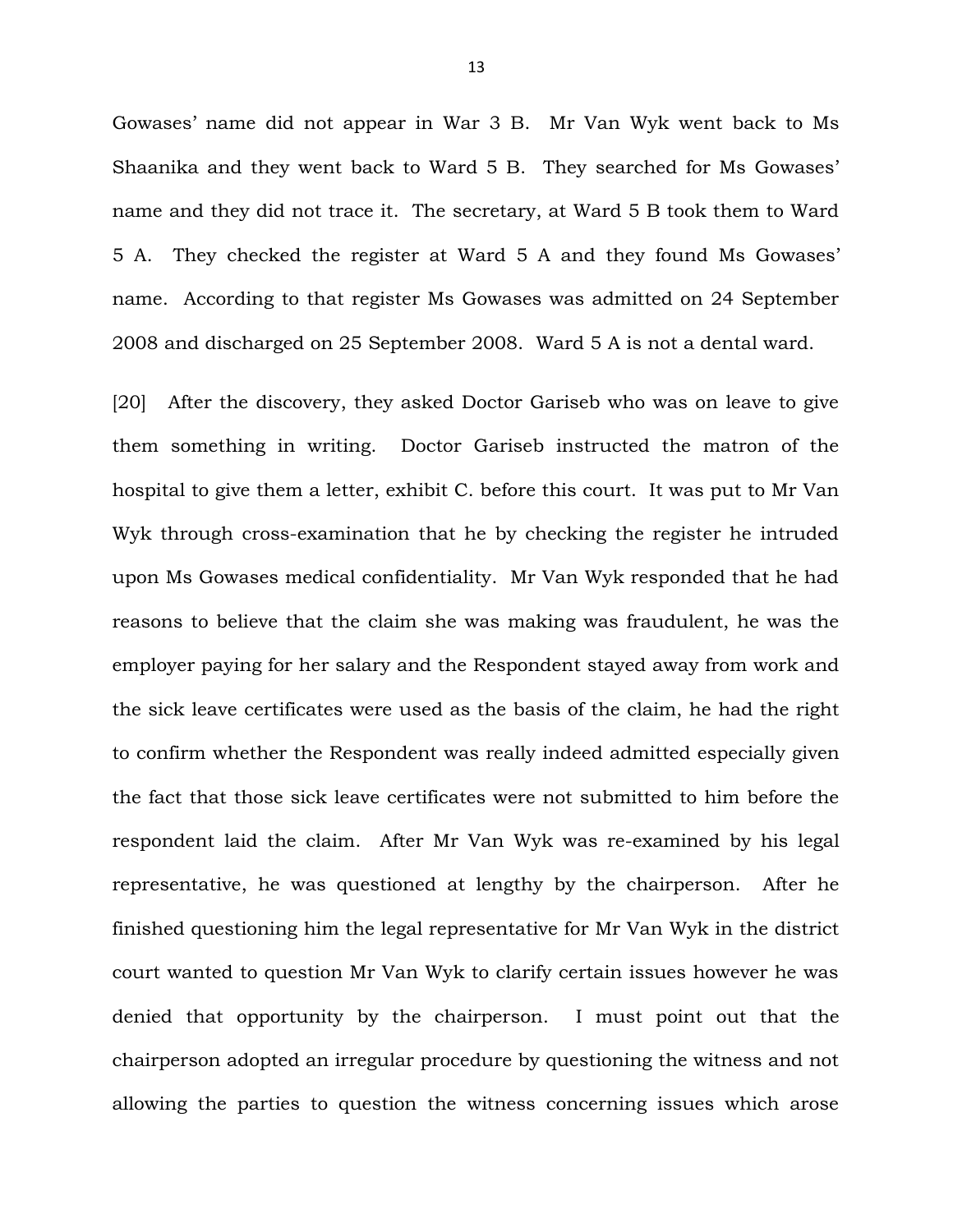Gowases' name did not appear in War 3 B. Mr Van Wyk went back to Ms Shaanika and they went back to Ward 5 B. They searched for Ms Gowases' name and they did not trace it. The secretary, at Ward 5 B took them to Ward 5 A. They checked the register at Ward 5 A and they found Ms Gowases' name. According to that register Ms Gowases was admitted on 24 September 2008 and discharged on 25 September 2008. Ward 5 A is not a dental ward.

[20] After the discovery, they asked Doctor Gariseb who was on leave to give them something in writing. Doctor Gariseb instructed the matron of the hospital to give them a letter, exhibit C. before this court. It was put to Mr Van Wyk through cross-examination that he by checking the register he intruded upon Ms Gowases medical confidentiality. Mr Van Wyk responded that he had reasons to believe that the claim she was making was fraudulent, he was the employer paying for her salary and the Respondent stayed away from work and the sick leave certificates were used as the basis of the claim, he had the right to confirm whether the Respondent was really indeed admitted especially given the fact that those sick leave certificates were not submitted to him before the respondent laid the claim. After Mr Van Wyk was re-examined by his legal representative, he was questioned at lengthy by the chairperson. After he finished questioning him the legal representative for Mr Van Wyk in the district court wanted to question Mr Van Wyk to clarify certain issues however he was denied that opportunity by the chairperson. I must point out that the chairperson adopted an irregular procedure by questioning the witness and not allowing the parties to question the witness concerning issues which arose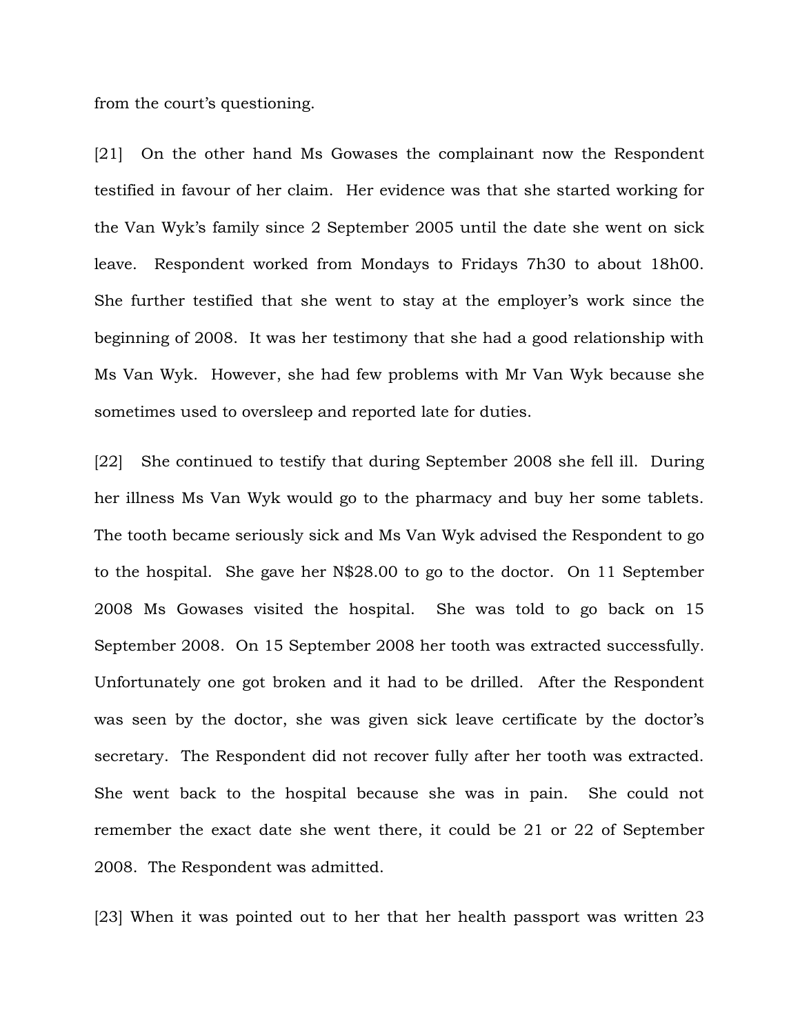from the court's questioning.

[21] On the other hand Ms Gowases the complainant now the Respondent testified in favour of her claim. Her evidence was that she started working for the Van Wyk's family since 2 September 2005 until the date she went on sick leave. Respondent worked from Mondays to Fridays 7h30 to about 18h00. She further testified that she went to stay at the employer's work since the beginning of 2008. It was her testimony that she had a good relationship with Ms Van Wyk. However, she had few problems with Mr Van Wyk because she sometimes used to oversleep and reported late for duties.

[22] She continued to testify that during September 2008 she fell ill. During her illness Ms Van Wyk would go to the pharmacy and buy her some tablets. The tooth became seriously sick and Ms Van Wyk advised the Respondent to go to the hospital. She gave her N$28.00 to go to the doctor. On 11 September 2008 Ms Gowases visited the hospital. She was told to go back on 15 September 2008. On 15 September 2008 her tooth was extracted successfully. Unfortunately one got broken and it had to be drilled. After the Respondent was seen by the doctor, she was given sick leave certificate by the doctor's secretary. The Respondent did not recover fully after her tooth was extracted. She went back to the hospital because she was in pain. She could not remember the exact date she went there, it could be 21 or 22 of September 2008. The Respondent was admitted.

[23] When it was pointed out to her that her health passport was written 23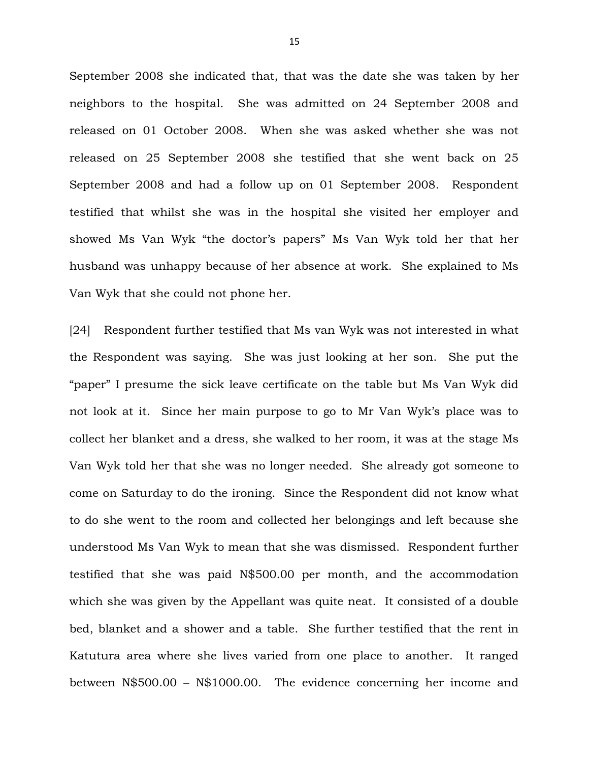September 2008 she indicated that, that was the date she was taken by her neighbors to the hospital. She was admitted on 24 September 2008 and released on 01 October 2008. When she was asked whether she was not released on 25 September 2008 she testified that she went back on 25 September 2008 and had a follow up on 01 September 2008. Respondent testified that whilst she was in the hospital she visited her employer and showed Ms Van Wyk "the doctor's papers" Ms Van Wyk told her that her husband was unhappy because of her absence at work. She explained to Ms Van Wyk that she could not phone her.

[24] Respondent further testified that Ms van Wyk was not interested in what the Respondent was saying. She was just looking at her son. She put the "paper" I presume the sick leave certificate on the table but Ms Van Wyk did not look at it. Since her main purpose to go to Mr Van Wyk's place was to collect her blanket and a dress, she walked to her room, it was at the stage Ms Van Wyk told her that she was no longer needed. She already got someone to come on Saturday to do the ironing. Since the Respondent did not know what to do she went to the room and collected her belongings and left because she understood Ms Van Wyk to mean that she was dismissed. Respondent further testified that she was paid N$500.00 per month, and the accommodation which she was given by the Appellant was quite neat. It consisted of a double bed, blanket and a shower and a table. She further testified that the rent in Katutura area where she lives varied from one place to another. It ranged between N$500.00 – N$1000.00. The evidence concerning her income and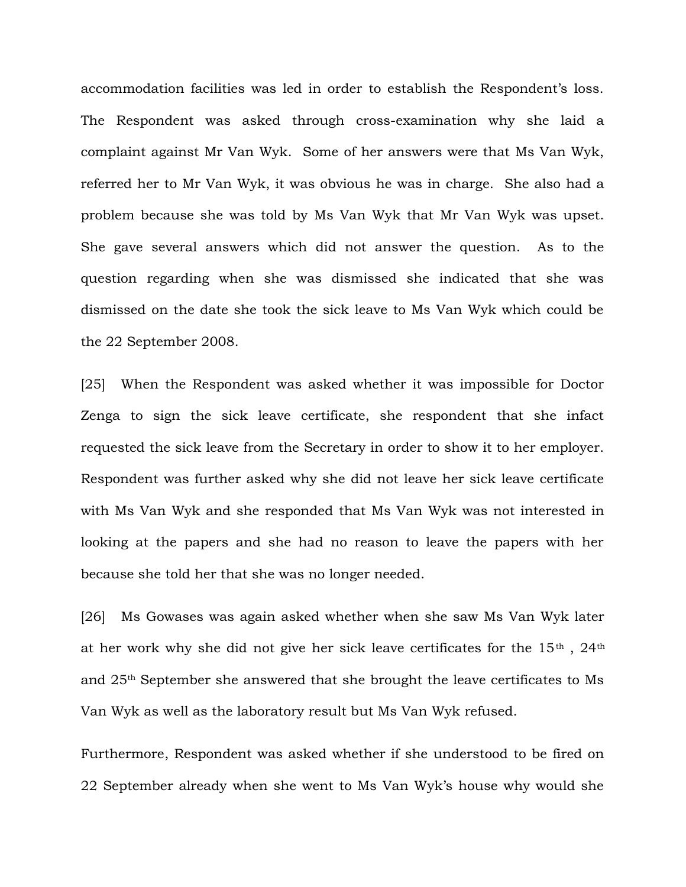accommodation facilities was led in order to establish the Respondent's loss. The Respondent was asked through cross-examination why she laid a complaint against Mr Van Wyk. Some of her answers were that Ms Van Wyk, referred her to Mr Van Wyk, it was obvious he was in charge. She also had a problem because she was told by Ms Van Wyk that Mr Van Wyk was upset. She gave several answers which did not answer the question. As to the question regarding when she was dismissed she indicated that she was dismissed on the date she took the sick leave to Ms Van Wyk which could be the 22 September 2008.

[25] When the Respondent was asked whether it was impossible for Doctor Zenga to sign the sick leave certificate, she respondent that she infact requested the sick leave from the Secretary in order to show it to her employer. Respondent was further asked why she did not leave her sick leave certificate with Ms Van Wyk and she responded that Ms Van Wyk was not interested in looking at the papers and she had no reason to leave the papers with her because she told her that she was no longer needed.

[26] Ms Gowases was again asked whether when she saw Ms Van Wyk later at her work why she did not give her sick leave certificates for the 15th , 24th and 25th September she answered that she brought the leave certificates to Ms Van Wyk as well as the laboratory result but Ms Van Wyk refused.

Furthermore, Respondent was asked whether if she understood to be fired on 22 September already when she went to Ms Van Wyk's house why would she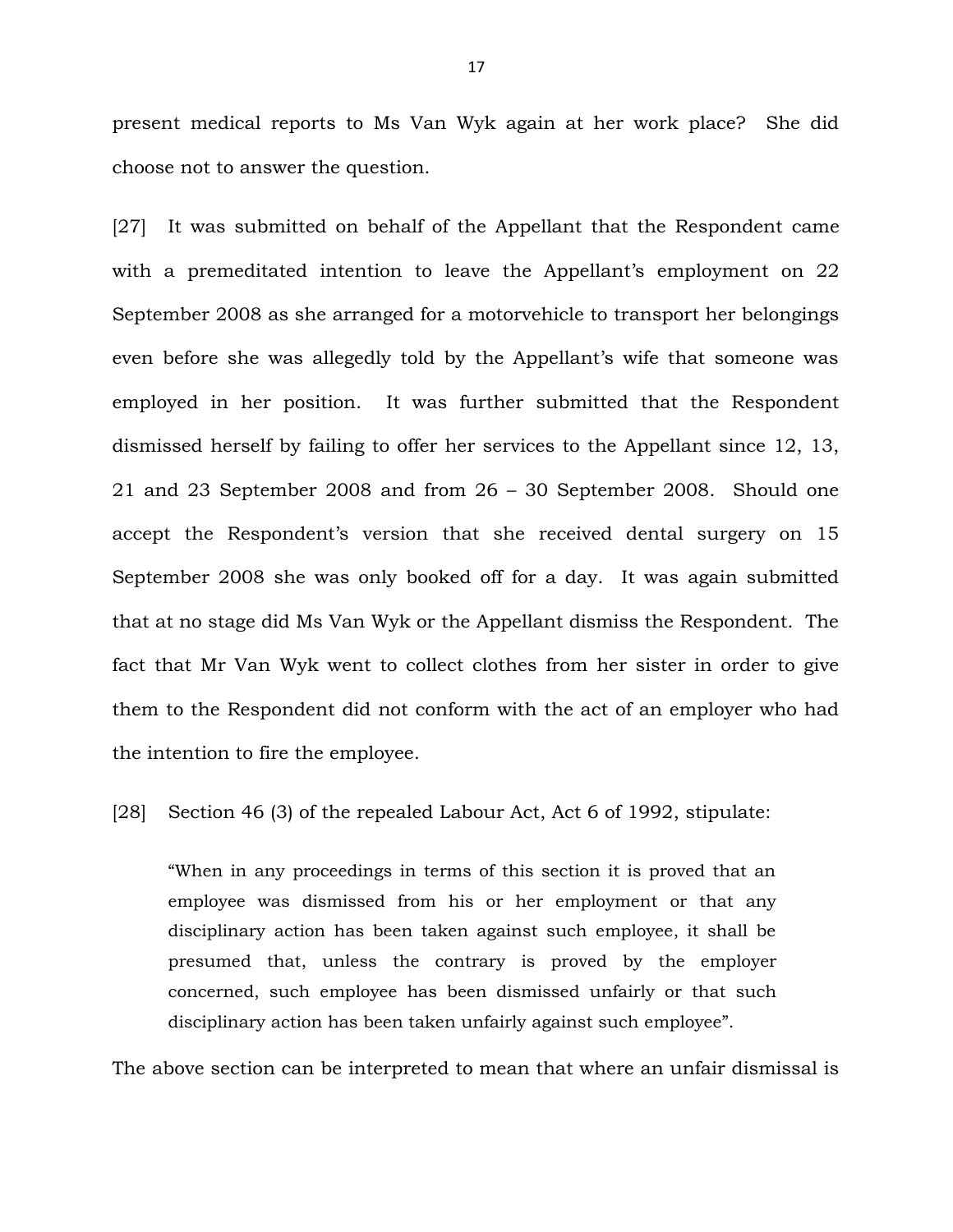present medical reports to Ms Van Wyk again at her work place? She did choose not to answer the question.

[27] It was submitted on behalf of the Appellant that the Respondent came with a premeditated intention to leave the Appellant's employment on 22 September 2008 as she arranged for a motorvehicle to transport her belongings even before she was allegedly told by the Appellant's wife that someone was employed in her position. It was further submitted that the Respondent dismissed herself by failing to offer her services to the Appellant since 12, 13, 21 and 23 September 2008 and from 26 – 30 September 2008. Should one accept the Respondent's version that she received dental surgery on 15 September 2008 she was only booked off for a day. It was again submitted that at no stage did Ms Van Wyk or the Appellant dismiss the Respondent. The fact that Mr Van Wyk went to collect clothes from her sister in order to give them to the Respondent did not conform with the act of an employer who had the intention to fire the employee.

[28] Section 46 (3) of the repealed Labour Act, Act 6 of 1992, stipulate:

> "When in any proceedings in terms of this section it is proved that an employee was dismissed from his or her employment or that any disciplinary action has been taken against such employee, it shall be presumed that, unless the contrary is proved by the employer concerned, such employee has been dismissed unfairly or that such disciplinary action has been taken unfairly against such employee".

The above section can be interpreted to mean that where an unfair dismissal is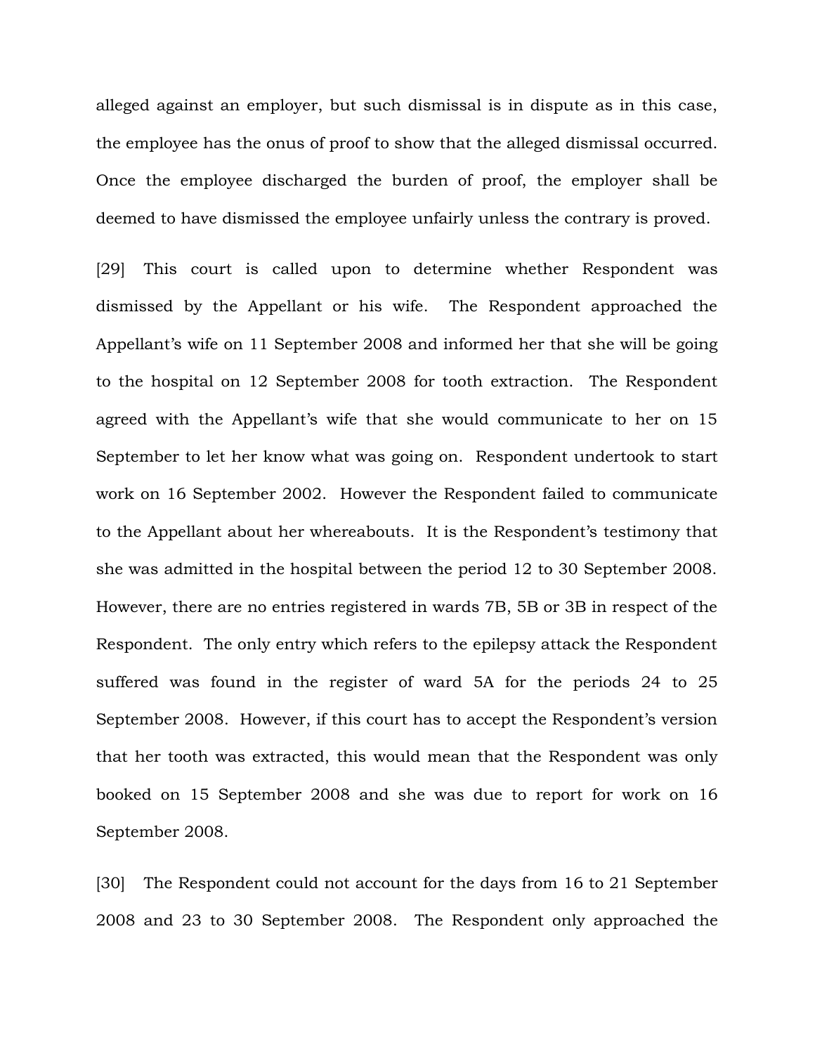alleged against an employer, but such dismissal is in dispute as in this case, the employee has the onus of proof to show that the alleged dismissal occurred. Once the employee discharged the burden of proof, the employer shall be deemed to have dismissed the employee unfairly unless the contrary is proved.

[29] This court is called upon to determine whether Respondent was dismissed by the Appellant or his wife. The Respondent approached the Appellant's wife on 11 September 2008 and informed her that she will be going to the hospital on 12 September 2008 for tooth extraction. The Respondent agreed with the Appellant's wife that she would communicate to her on 15 September to let her know what was going on. Respondent undertook to start work on 16 September 2002. However the Respondent failed to communicate to the Appellant about her whereabouts. It is the Respondent's testimony that she was admitted in the hospital between the period 12 to 30 September 2008. However, there are no entries registered in wards 7B, 5B or 3B in respect of the Respondent. The only entry which refers to the epilepsy attack the Respondent suffered was found in the register of ward 5A for the periods 24 to 25 September 2008. However, if this court has to accept the Respondent's version that her tooth was extracted, this would mean that the Respondent was only booked on 15 September 2008 and she was due to report for work on 16 September 2008.

[30] The Respondent could not account for the days from 16 to 21 September 2008 and 23 to 30 September 2008. The Respondent only approached the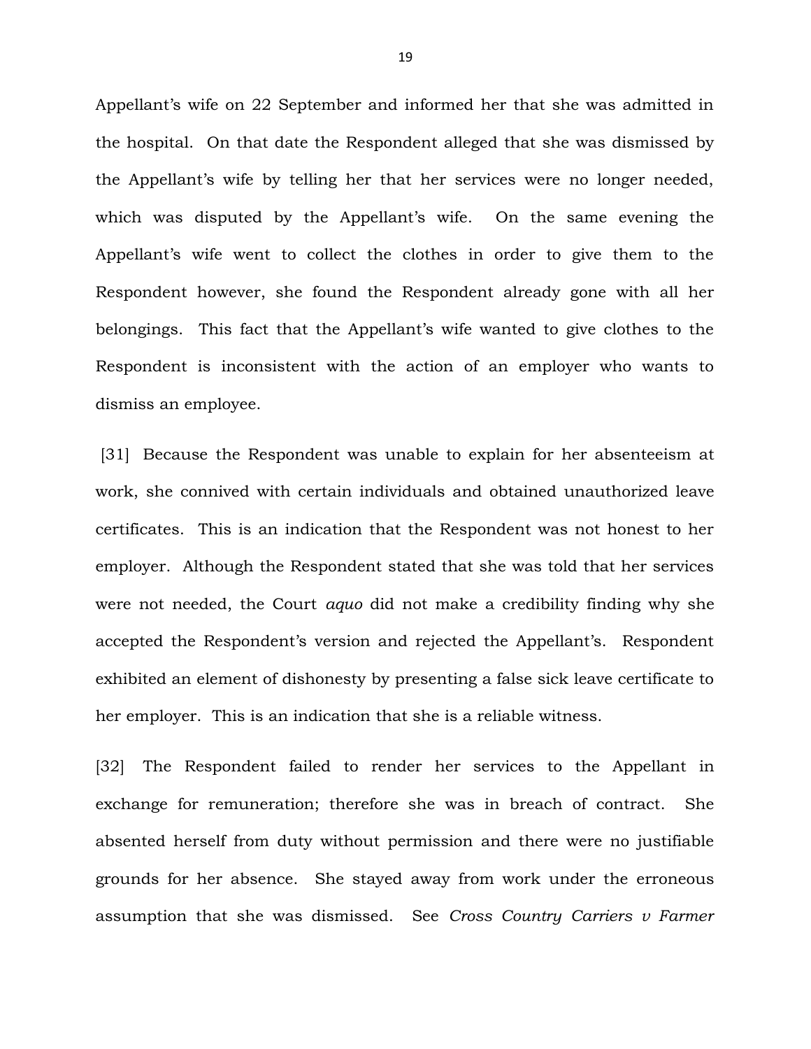Appellant's wife on 22 September and informed her that she was admitted in the hospital. On that date the Respondent alleged that she was dismissed by the Appellant's wife by telling her that her services were no longer needed, which was disputed by the Appellant's wife. On the same evening the Appellant's wife went to collect the clothes in order to give them to the Respondent however, she found the Respondent already gone with all her belongings. This fact that the Appellant's wife wanted to give clothes to the Respondent is inconsistent with the action of an employer who wants to dismiss an employee.

[31] Because the Respondent was unable to explain for her absenteeism at work, she connived with certain individuals and obtained unauthorized leave certificates. This is an indication that the Respondent was not honest to her employer. Although the Respondent stated that she was told that her services were not needed, the Court *aquo* did not make a credibility finding why she accepted the Respondent's version and rejected the Appellant's. Respondent exhibited an element of dishonesty by presenting a false sick leave certificate to her employer. This is an indication that she is a reliable witness.

[32] The Respondent failed to render her services to the Appellant in exchange for remuneration; therefore she was in breach of contract. She absented herself from duty without permission and there were no justifiable grounds for her absence. She stayed away from work under the erroneous assumption that she was dismissed. See *Cross Country Carriers v Farmer*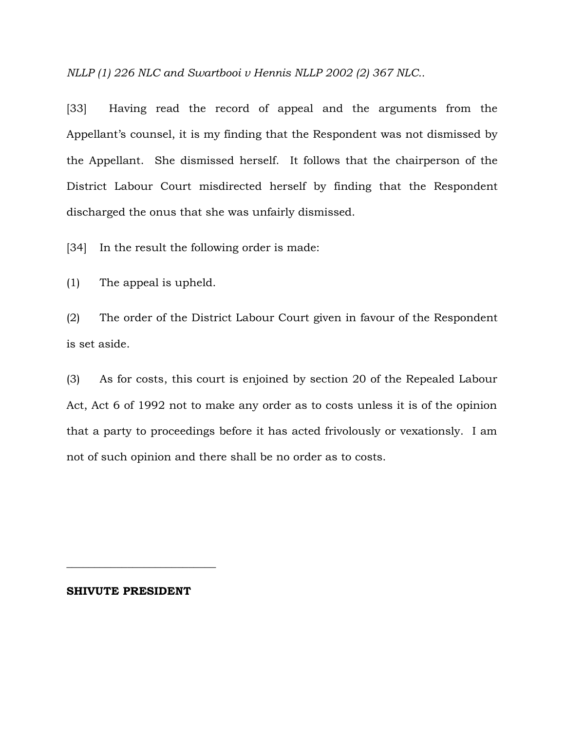*NLLP (1) 226 NLC and Swartbooi v Hennis NLLP 2002 (2) 367 NLC..*

[33] Having read the record of appeal and the arguments from the Appellant's counsel, it is my finding that the Respondent was not dismissed by the Appellant. She dismissed herself. It follows that the chairperson of the District Labour Court misdirected herself by finding that the Respondent discharged the onus that she was unfairly dismissed.

[34] In the result the following order is made:

(1) The appeal is upheld.

(2) The order of the District Labour Court given in favour of the Respondent is set aside.

(3) As for costs, this court is enjoined by section 20 of the Repealed Labour Act, Act 6 of 1992 not to make any order as to costs unless it is of the opinion that a party to proceedings before it has acted frivolously or vexationsly. I am not of such opinion and there shall be no order as to costs.

___________________________

**SHIVUTE PRESIDENT**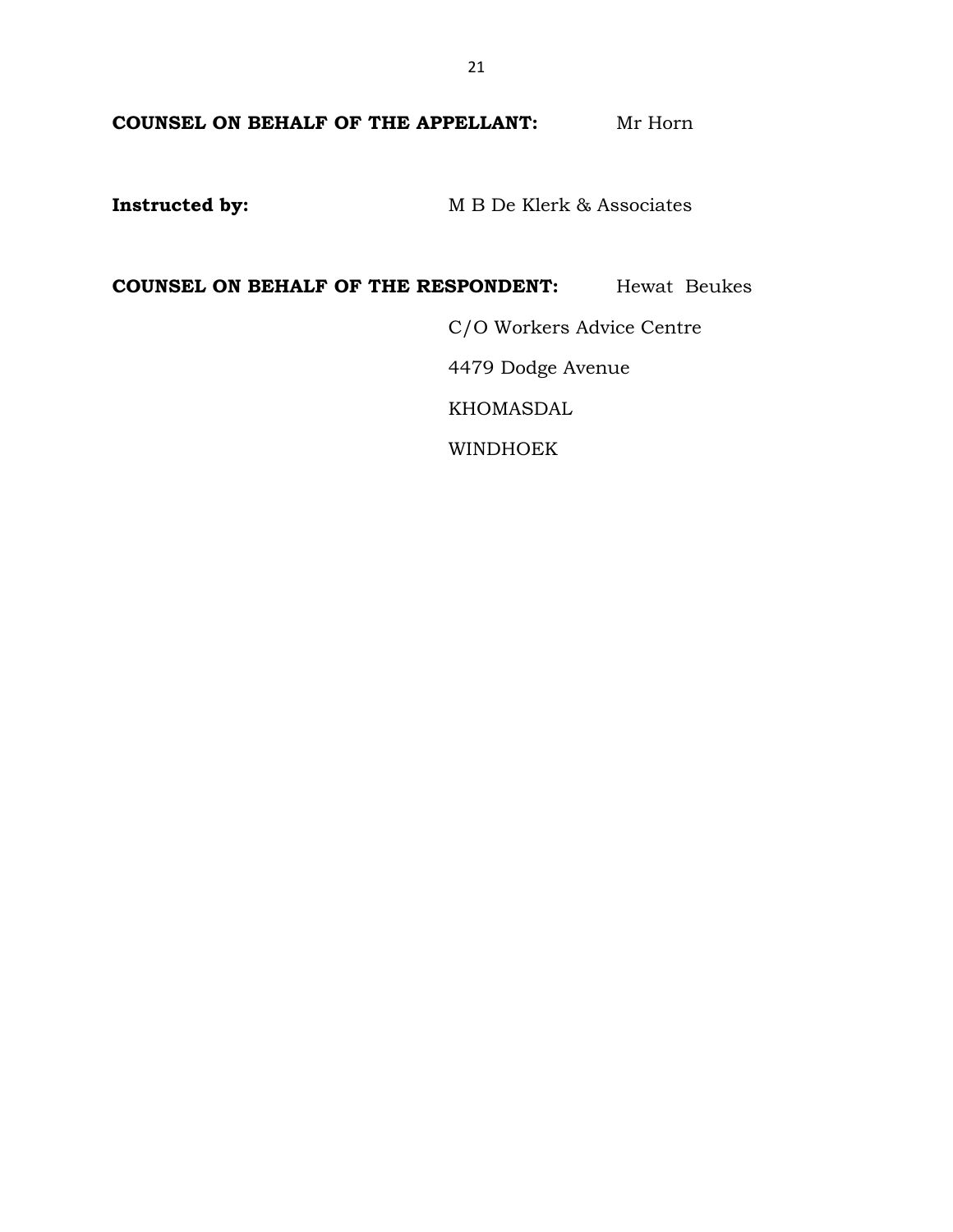**COUNSEL ON BEHALF OF THE APPELLANT:** Mr Horn

**Instructed by:** M B De Klerk & Associates

**COUNSEL ON BEHALF OF THE RESPONDENT:** Hewat Beukes

C/O Workers Advice Centre

4479 Dodge Avenue

KHOMASDAL

WINDHOEK